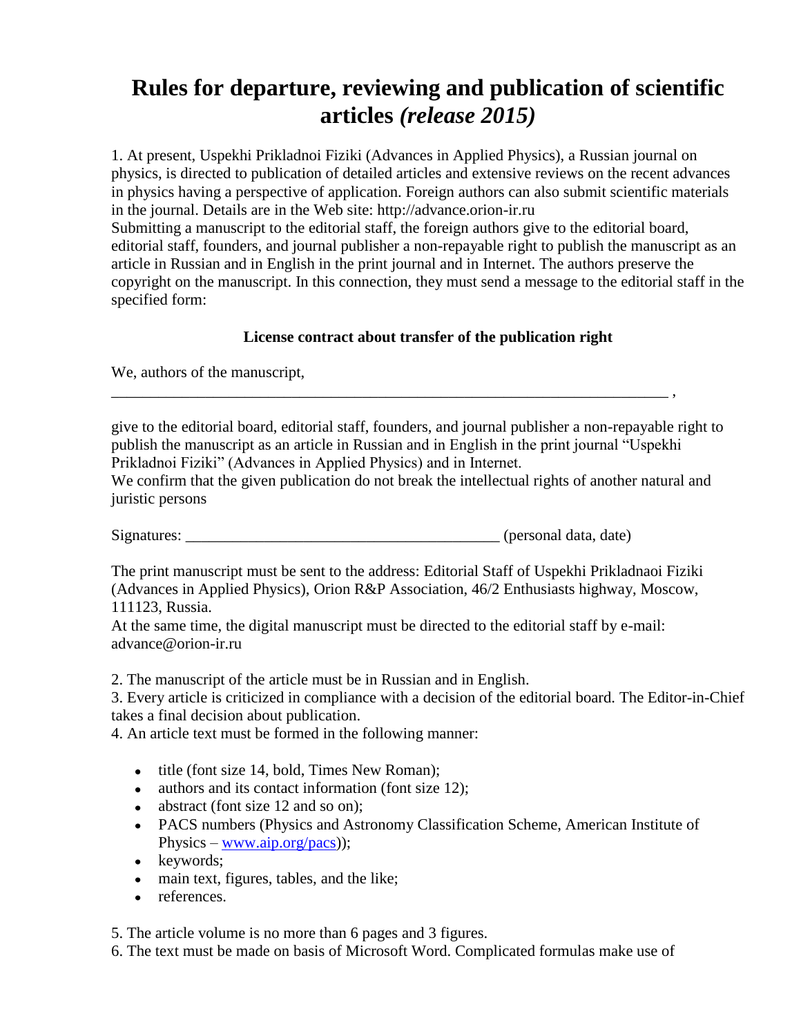# Rules for departure, reviewing and publication of scientific articles *(release 2015)*

1. At present, Uspekhi Prikladnoi Fiziki (Advances in Applied Physics), a Russian journal on physics, is directed to publication of detailed articles and extensive reviews on the recent advances in physics having a perspective of application. Foreign authors can also submit scientific materials in the journal. Details are in the Web site: http://advance.orion-ir.ru

Submitting a manuscript to the editorial staff, the foreign authors give to the editorial board, editorial staff, founders, and journal publisher a non-repayable right to publish the manuscript as an article in Russian and in English in the print journal and in Internet. The authors preserve the copyright on the manuscript. In this connection, they must send a message to the editorial staff in the specified form:

**License contract about transfer of the publication right**

We, authors of the manuscript,

___________________________________________________________________________ ,

give to the editorial board, editorial staff, founders, and journal publisher a non-repayable right to publish the manuscript as an article in Russian and in English in the print journal "Uspekhi Prikladnoi Fiziki" (Advances in Applied Physics) and in Internet.

We confirm that the given publication do not break the intellectual rights of another natural and juristic persons

Signatures: ________________________________________ (personal data, date)

The print manuscript must be sent to the address: Editorial Staff of Uspekhi Prikladnaoi Fiziki (Advances in Applied Physics), Orion R&P Association, 46/2 Enthusiasts highway, Moscow, 111123, Russia.

At the same time, the digital manuscript must be directed to the editorial staff by e-mail: advance@orion-ir.ru

2. The manuscript of the article must be in Russian and in English.
3. Every article is criticized in compliance with a decision of the editorial board. The Editor-in-Chief takes a final decision about publication.
4. An article text must be formed in the following manner:

- title (font size 14, bold, Times New Roman);
- authors and its contact information (font size 12);
- abstract (font size 12 and so on);
- PACS numbers (Physics and Astronomy Classification Scheme, American Institute of Physics – www.aip.org/pacs));
- keywords;
- main text, figures, tables, and the like;
- references.

5. The article volume is no more than 6 pages and 3 figures.
6. The text must be made on basis of Microsoft Word. Complicated formulas make use of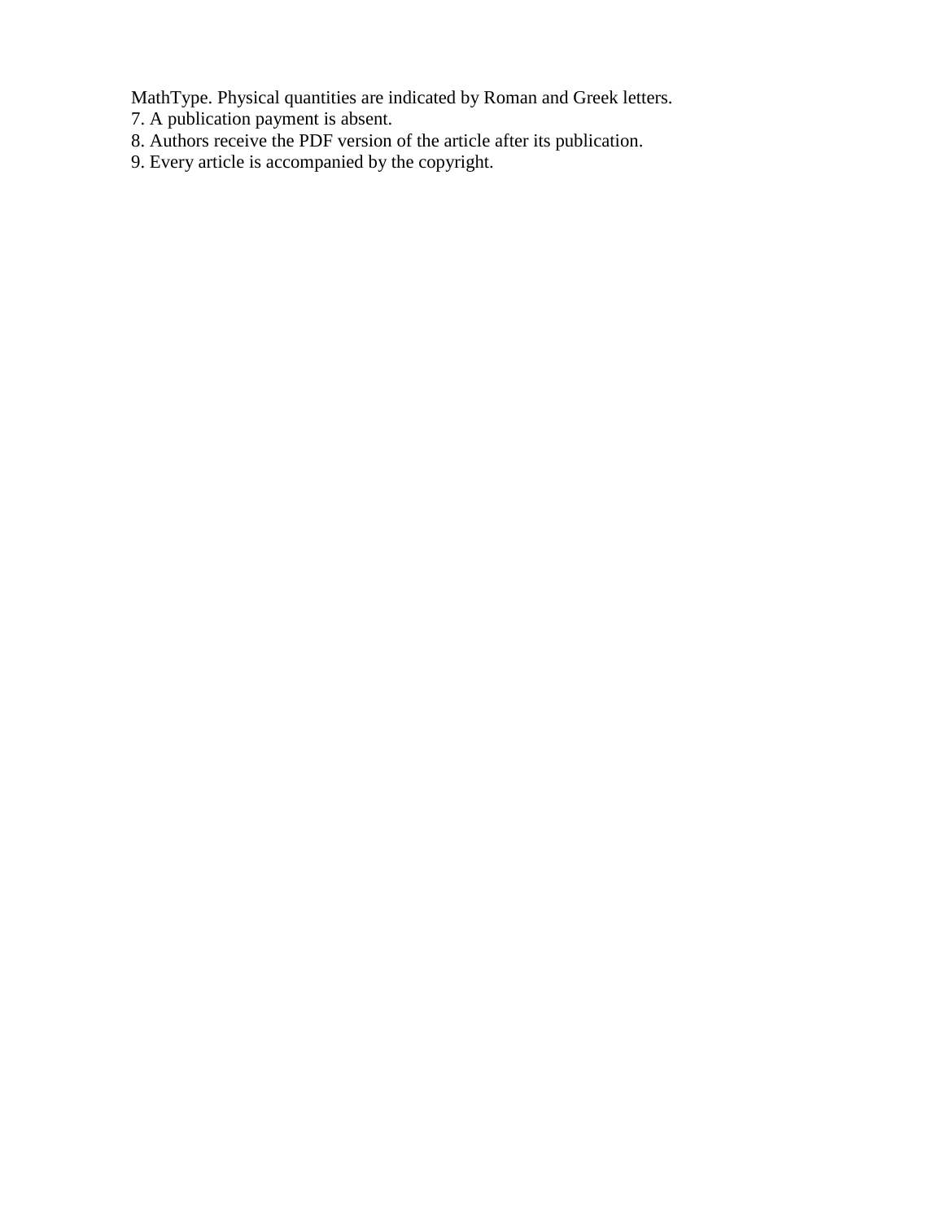MathType. Physical quantities are indicated by Roman and Greek letters.

7. A publication payment is absent.
8. Authors receive the PDF version of the article after its publication.
9. Every article is accompanied by the copyright.